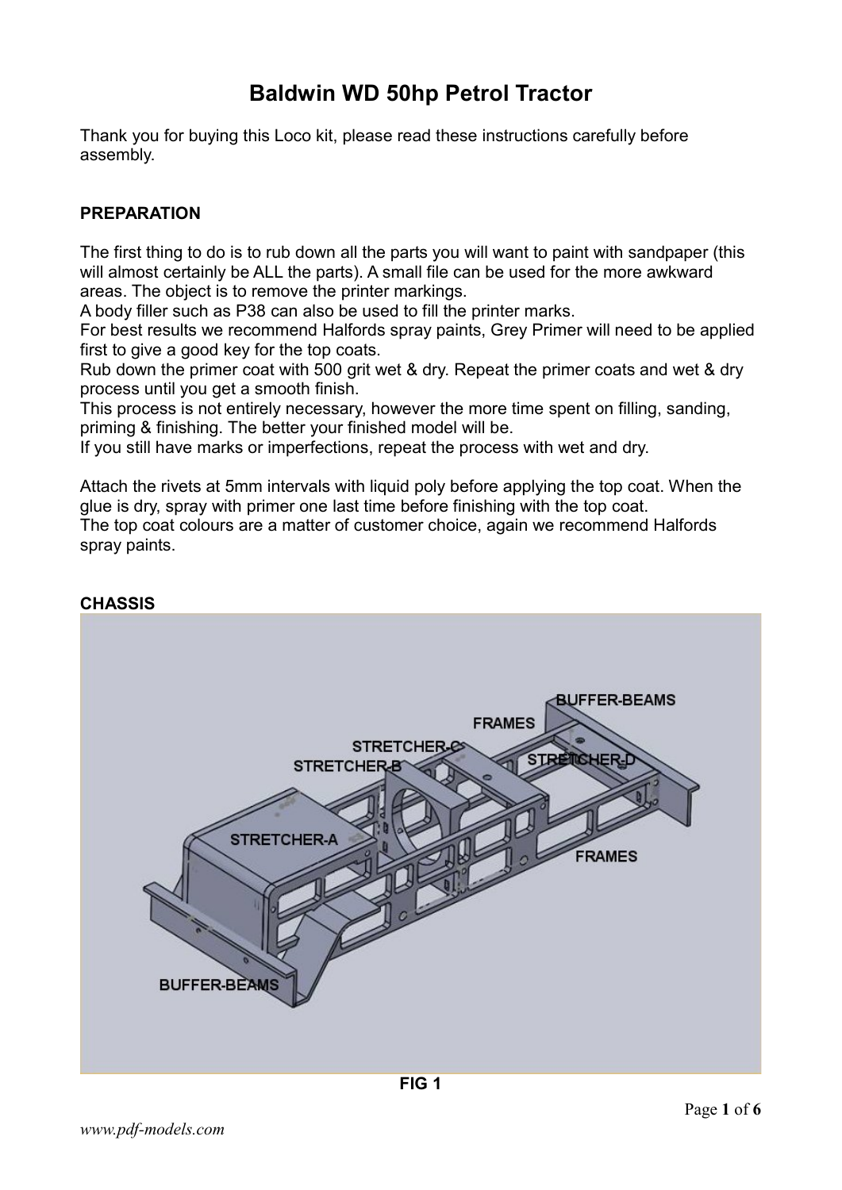# Baldwin WD 50hp Petrol Tractor

Thank you for buying this Loco kit, please read these instructions carefully before assembly.

## PREPARATION

The first thing to do is to rub down all the parts you will want to paint with sandpaper (this will almost certainly be ALL the parts). A small file can be used for the more awkward areas. The object is to remove the printer markings.
A body filler such as P38 can also be used to fill the printer marks.
For best results we recommend Halfords spray paints, Grey Primer will need to be applied first to give a good key for the top coats.
Rub down the primer coat with 500 grit wet & dry. Repeat the primer coats and wet & dry process until you get a smooth finish.
This process is not entirely necessary, however the more time spent on filling, sanding, priming & finishing. The better your finished model will be.
If you still have marks or imperfections, repeat the process with wet and dry.

Attach the rivets at 5mm intervals with liquid poly before applying the top coat. When the glue is dry, spray with primer one last time before finishing with the top coat.
The top coat colours are a matter of customer choice, again we recommend Halfords spray paints.

## CHASSIS

**FIG 1**

*www.pdf-models.com*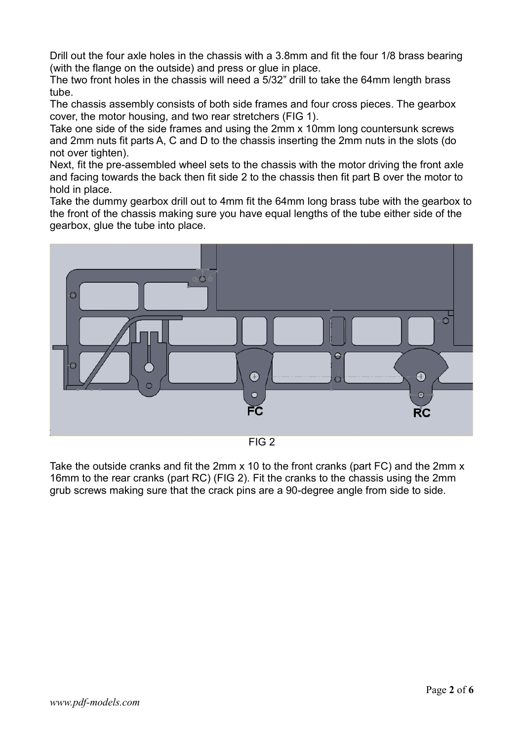Drill out the four axle holes in the chassis with a 3.8mm and fit the four 1/8 brass bearing (with the flange on the outside) and press or glue in place.
The two front holes in the chassis will need a 5/32" drill to take the 64mm length brass tube.
The chassis assembly consists of both side frames and four cross pieces. The gearbox cover, the motor housing, and two rear stretchers (FIG 1).
Take one side of the side frames and using the 2mm x 10mm long countersunk screws and 2mm nuts fit parts A, C and D to the chassis inserting the 2mm nuts in the slots (do not over tighten).
Next, fit the pre-assembled wheel sets to the chassis with the motor driving the front axle and facing towards the back then fit side 2 to the chassis then fit part B over the motor to hold in place.
Take the dummy gearbox drill out to 4mm fit the 64mm long brass tube with the gearbox to the front of the chassis making sure you have equal lengths of the tube either side of the gearbox, glue the tube into place.

FC

RC

FIG 2

Take the outside cranks and fit the 2mm x 10 to the front cranks (part FC) and the 2mm x 16mm to the rear cranks (part RC) (FIG 2). Fit the cranks to the chassis using the 2mm grub screws making sure that the crack pins are a 90-degree angle from side to side.

*www.pdf-models.com*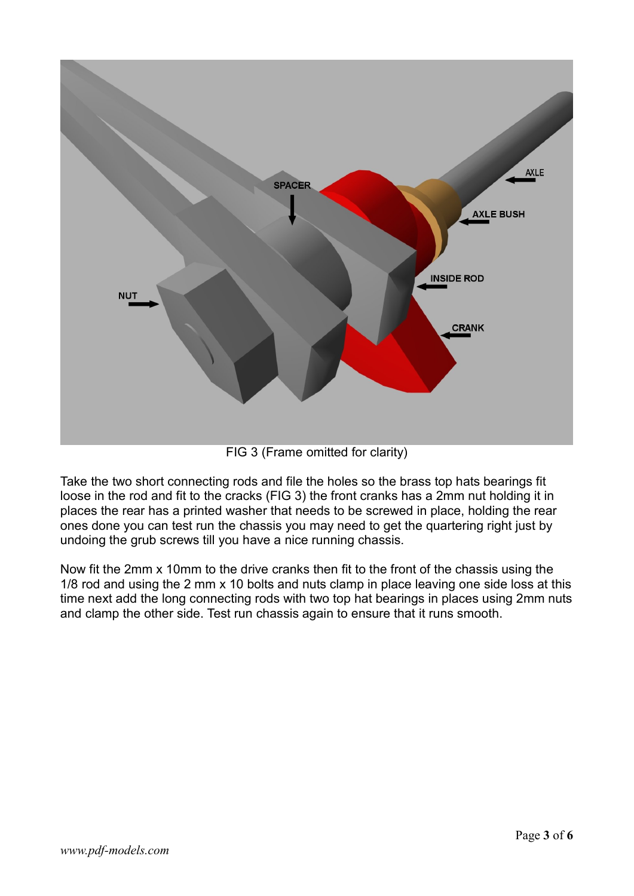FIG 3 (Frame omitted for clarity)

Take the two short connecting rods and file the holes so the brass top hats bearings fit loose in the rod and fit to the cracks (FIG 3) the front cranks has a 2mm nut holding it in places the rear has a printed washer that needs to be screwed in place, holding the rear ones done you can test run the chassis you may need to get the quartering right just by undoing the grub screws till you have a nice running chassis.

Now fit the 2mm x 10mm to the drive cranks then fit to the front of the chassis using the 1/8 rod and using the 2 mm x 10 bolts and nuts clamp in place leaving one side loss at this time next add the long connecting rods with two top hat bearings in places using 2mm nuts and clamp the other side. Test run chassis again to ensure that it runs smooth.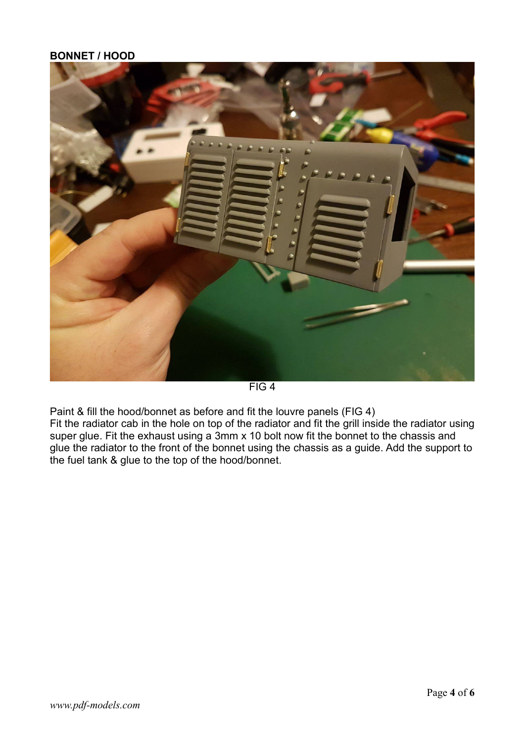**BONNET / HOOD**

FIG 4

Paint & fill the hood/bonnet as before and fit the louvre panels (FIG 4)
Fit the radiator cab in the hole on top of the radiator and fit the grill inside the radiator using super glue. Fit the exhaust using a 3mm x 10 bolt now fit the bonnet to the chassis and glue the radiator to the front of the bonnet using the chassis as a guide. Add the support to the fuel tank & glue to the top of the hood/bonnet.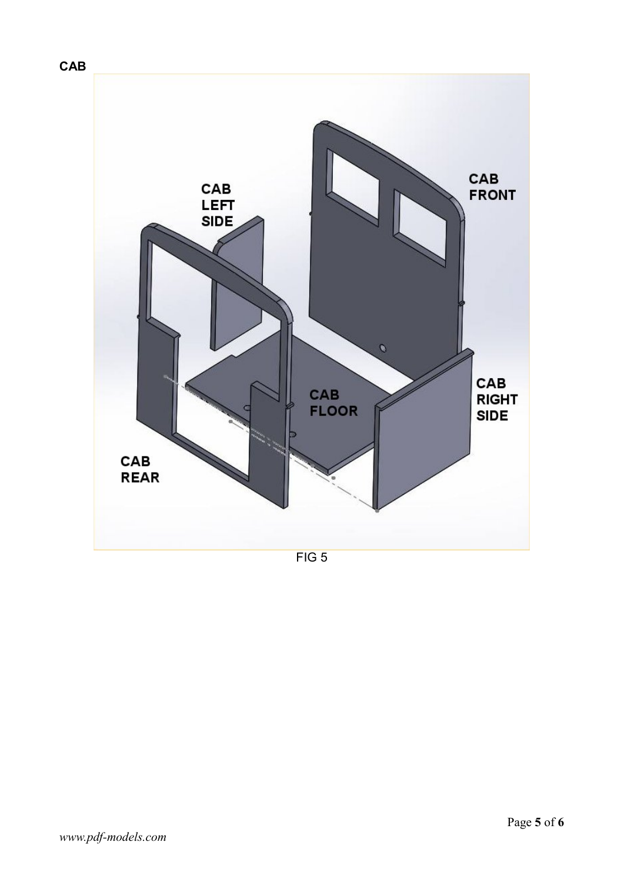**CAB**

CAB FRONT

CAB LEFT SIDE

CAB RIGHT SIDE

CAB FLOOR

CAB REAR

FIG 5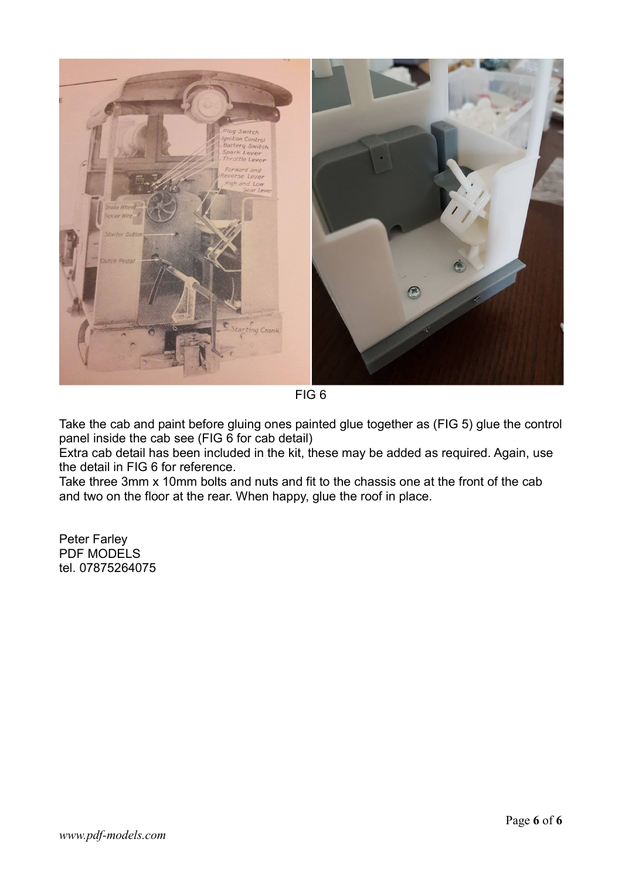FIG 6

Take the cab and paint before gluing ones painted glue together as (FIG 5) glue the control panel inside the cab see (FIG 6 for cab detail)

Extra cab detail has been included in the kit, these may be added as required. Again, use the detail in FIG 6 for reference.

Take three 3mm x 10mm bolts and nuts and fit to the chassis one at the front of the cab and two on the floor at the rear. When happy, glue the roof in place.

Peter Farley
PDF MODELS
tel. 07875264075